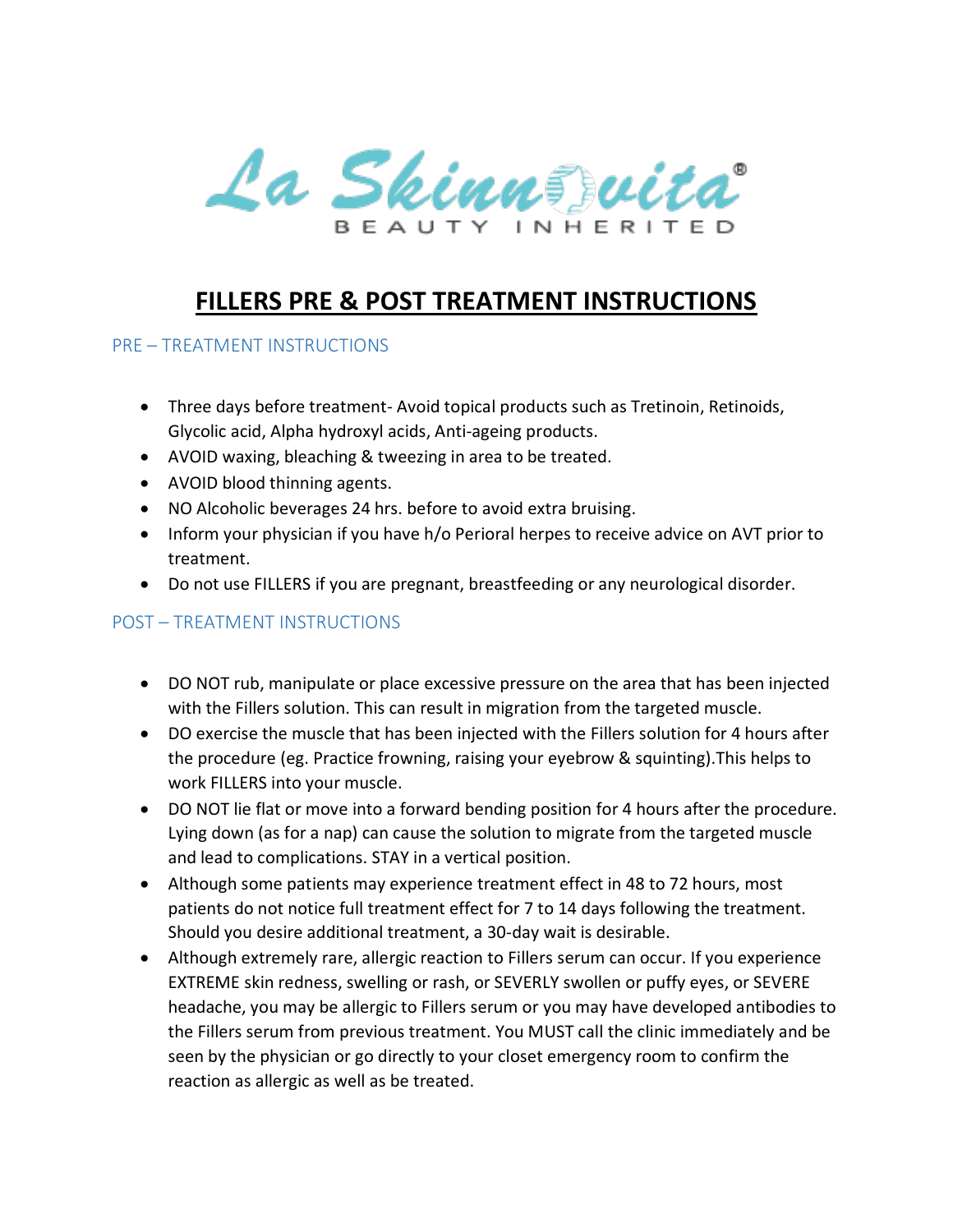La Skinnovita®

BEAUTY INHERITED

# FILLERS PRE & POST TREATMENT INSTRUCTIONS

## PRE – TREATMENT INSTRUCTIONS

- Three days before treatment- Avoid topical products such as Tretinoin, Retinoids, Glycolic acid, Alpha hydroxyl acids, Anti-ageing products.
- AVOID waxing, bleaching & tweezing in area to be treated.
- AVOID blood thinning agents.
- NO Alcoholic beverages 24 hrs. before to avoid extra bruising.
- Inform your physician if you have h/o Perioral herpes to receive advice on AVT prior to treatment.
- Do not use FILLERS if you are pregnant, breastfeeding or any neurological disorder.

## POST – TREATMENT INSTRUCTIONS

- DO NOT rub, manipulate or place excessive pressure on the area that has been injected with the Fillers solution. This can result in migration from the targeted muscle.
- DO exercise the muscle that has been injected with the Fillers solution for 4 hours after the procedure (eg. Practice frowning, raising your eyebrow & squinting).This helps to work FILLERS into your muscle.
- DO NOT lie flat or move into a forward bending position for 4 hours after the procedure. Lying down (as for a nap) can cause the solution to migrate from the targeted muscle and lead to complications. STAY in a vertical position.
- Although some patients may experience treatment effect in 48 to 72 hours, most patients do not notice full treatment effect for 7 to 14 days following the treatment. Should you desire additional treatment, a 30-day wait is desirable.
- Although extremely rare, allergic reaction to Fillers serum can occur. If you experience EXTREME skin redness, swelling or rash, or SEVERLY swollen or puffy eyes, or SEVERE headache, you may be allergic to Fillers serum or you may have developed antibodies to the Fillers serum from previous treatment. You MUST call the clinic immediately and be seen by the physician or go directly to your closet emergency room to confirm the reaction as allergic as well as be treated.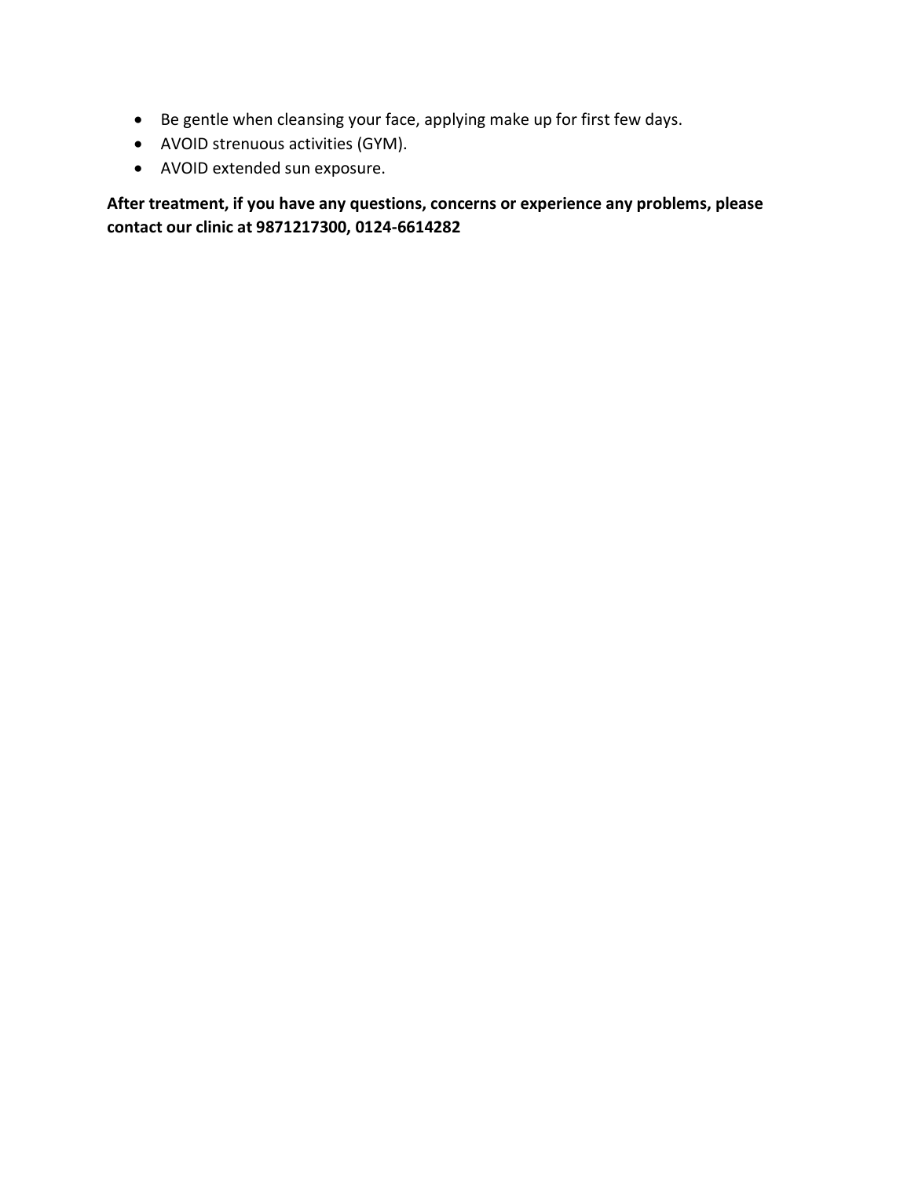- Be gentle when cleansing your face, applying make up for first few days.
- AVOID strenuous activities (GYM).
- AVOID extended sun exposure.

**After treatment, if you have any questions, concerns or experience any problems, please contact our clinic at 9871217300, 0124-6614282**